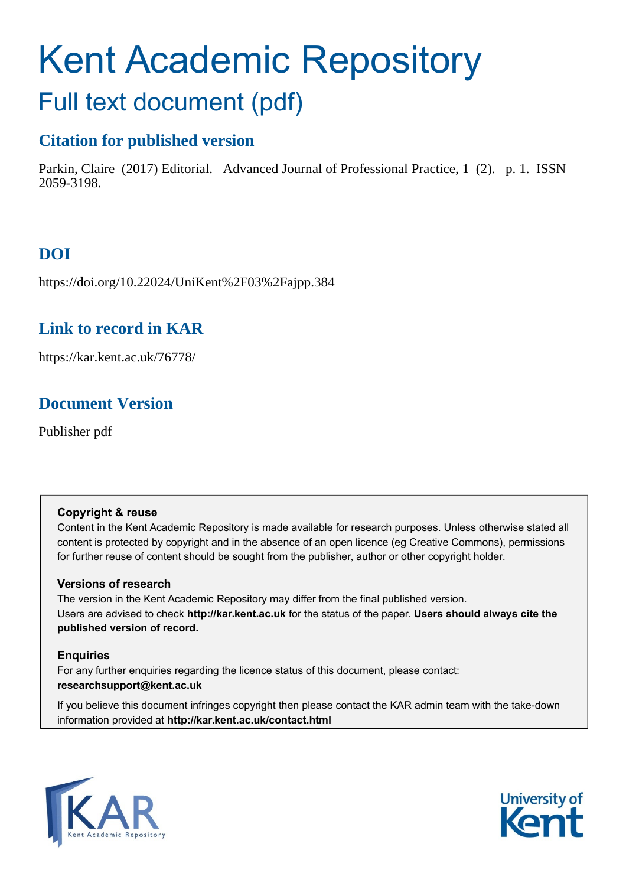# Kent Academic Repository

## Full text document (pdf)

### Citation for published version

Parkin, Claire (2017) Editorial. Advanced Journal of Professional Practice, 1 (2). p. 1. ISSN 2059-3198.

### DOI

https://doi.org/10.22024/UniKent%2F03%2Fajpp.384

### Link to record in KAR

https://kar.kent.ac.uk/76778/

### Document Version

Publisher pdf

**Copyright & reuse**

Content in the Kent Academic Repository is made available for research purposes. Unless otherwise stated all content is protected by copyright and in the absence of an open licence (eg Creative Commons), permissions for further reuse of content should be sought from the publisher, author or other copyright holder.

**Versions of research**

The version in the Kent Academic Repository may differ from the final published version. Users are advised to check **http://kar.kent.ac.uk** for the status of the paper. **Users should always cite the published version of record.**

**Enquiries**

For any further enquiries regarding the licence status of this document, please contact: **researchsupport@kent.ac.uk**

If you believe this document infringes copyright then please contact the KAR admin team with the take-down information provided at **http://kar.kent.ac.uk/contact.html**

KAR Kent Academic Repository

University of Kent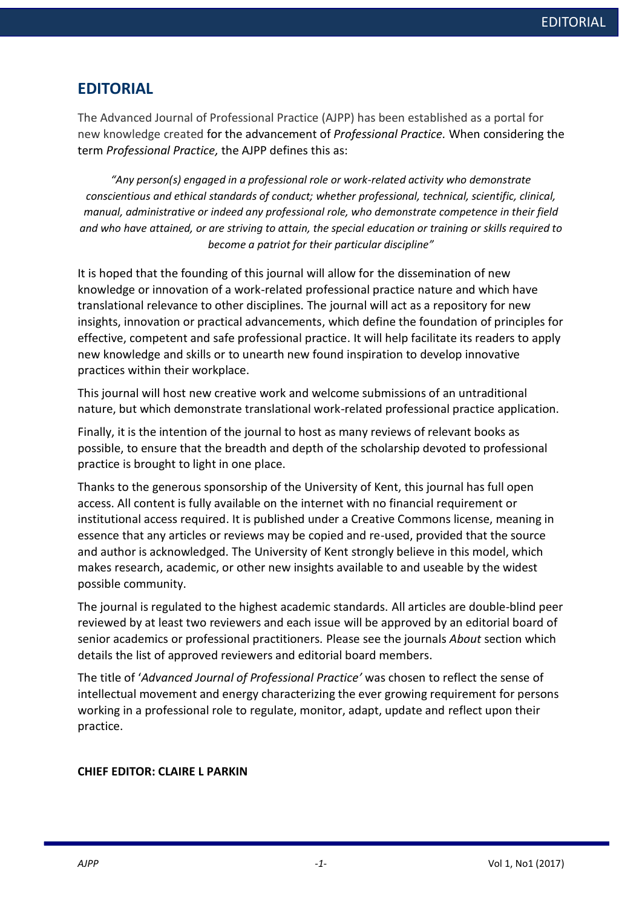# EDITORIAL

The Advanced Journal of Professional Practice (AJPP) has been established as a portal for new knowledge created for the advancement of *Professional Practice.* When considering the term *Professional Practice,* the AJPP defines this as:

> *"Any person(s) engaged in a professional role or work-related activity who demonstrate conscientious and ethical standards of conduct; whether professional, technical, scientific, clinical, manual, administrative or indeed any professional role, who demonstrate competence in their field and who have attained, or are striving to attain, the special education or training or skills required to become a patriot for their particular discipline"*

It is hoped that the founding of this journal will allow for the dissemination of new knowledge or innovation of a work-related professional practice nature and which have translational relevance to other disciplines. The journal will act as a repository for new insights, innovation or practical advancements, which define the foundation of principles for effective, competent and safe professional practice. It will help facilitate its readers to apply new knowledge and skills or to unearth new found inspiration to develop innovative practices within their workplace.

This journal will host new creative work and welcome submissions of an untraditional nature, but which demonstrate translational work-related professional practice application.

Finally, it is the intention of the journal to host as many reviews of relevant books as possible, to ensure that the breadth and depth of the scholarship devoted to professional practice is brought to light in one place.

Thanks to the generous sponsorship of the University of Kent, this journal has full open access. All content is fully available on the internet with no financial requirement or institutional access required. It is published under a Creative Commons license, meaning in essence that any articles or reviews may be copied and re-used, provided that the source and author is acknowledged. The University of Kent strongly believe in this model, which makes research, academic, or other new insights available to and useable by the widest possible community.

The journal is regulated to the highest academic standards. All articles are double-blind peer reviewed by at least two reviewers and each issue will be approved by an editorial board of senior academics or professional practitioners. Please see the journals *About* section which details the list of approved reviewers and editorial board members.

The title of '*Advanced Journal of Professional Practice'* was chosen to reflect the sense of intellectual movement and energy characterizing the ever growing requirement for persons working in a professional role to regulate, monitor, adapt, update and reflect upon their practice.

**CHIEF EDITOR: CLAIRE L PARKIN**